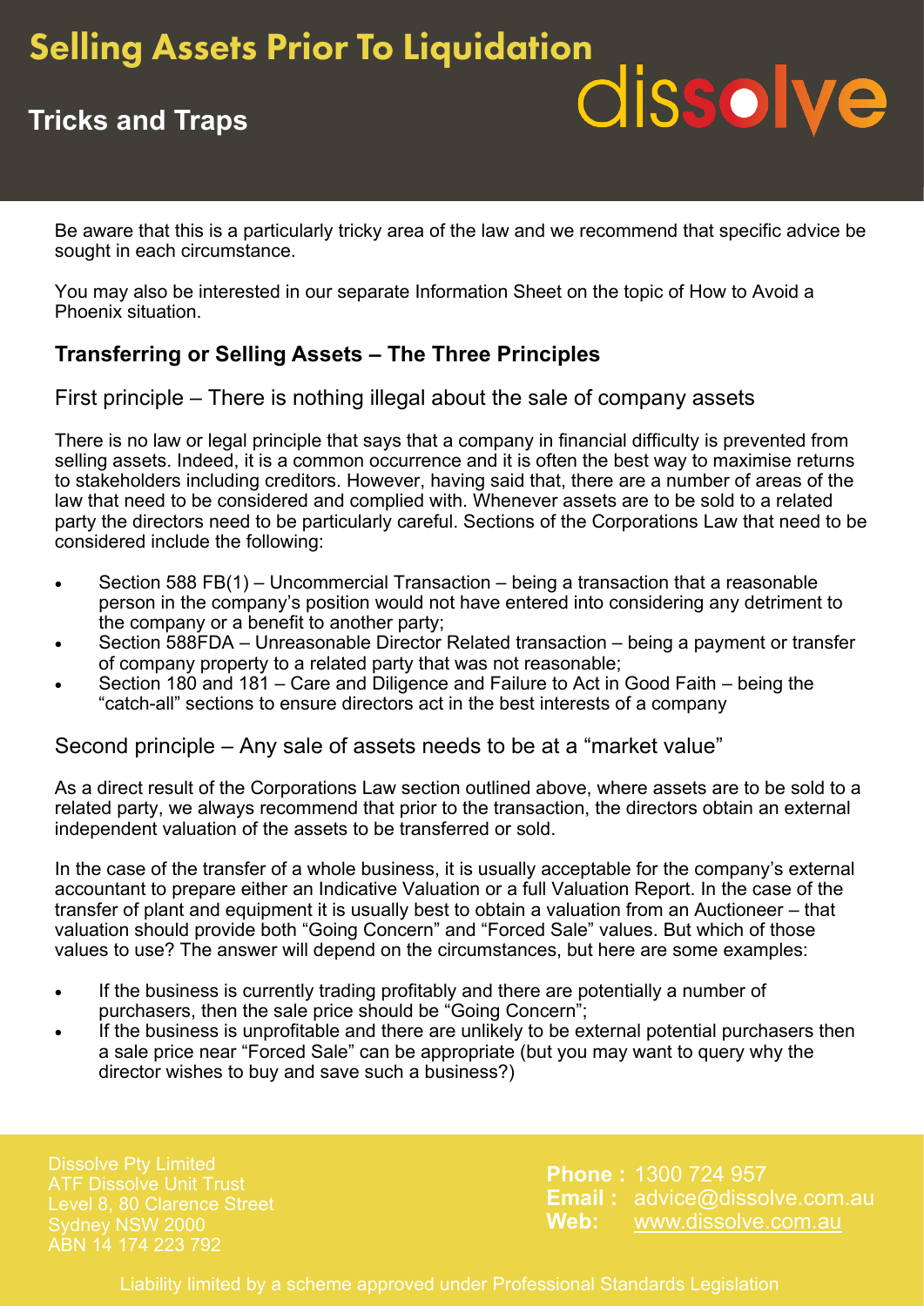# Selling Assets Prior To Liquidation

## Tricks and Traps

dissolve

Be aware that this is a particularly tricky area of the law and we recommend that specific advice be sought in each circumstance.

You may also be interested in our separate Information Sheet on the topic of How to Avoid a Phoenix situation.

### Transferring or Selling Assets – The Three Principles

First principle – There is nothing illegal about the sale of company assets

There is no law or legal principle that says that a company in financial difficulty is prevented from selling assets. Indeed, it is a common occurrence and it is often the best way to maximise returns to stakeholders including creditors. However, having said that, there are a number of areas of the law that need to be considered and complied with. Whenever assets are to be sold to a related party the directors need to be particularly careful. Sections of the Corporations Law that need to be considered include the following:

- Section 588 FB(1) – Uncommercial Transaction – being a transaction that a reasonable person in the company's position would not have entered into considering any detriment to the company or a benefit to another party;
- Section 588FDA – Unreasonable Director Related transaction – being a payment or transfer of company property to a related party that was not reasonable;
- Section 180 and 181 – Care and Diligence and Failure to Act in Good Faith – being the "catch-all" sections to ensure directors act in the best interests of a company

Second principle – Any sale of assets needs to be at a "market value"

As a direct result of the Corporations Law section outlined above, where assets are to be sold to a related party, we always recommend that prior to the transaction, the directors obtain an external independent valuation of the assets to be transferred or sold.

In the case of the transfer of a whole business, it is usually acceptable for the company's external accountant to prepare either an Indicative Valuation or a full Valuation Report. In the case of the transfer of plant and equipment it is usually best to obtain a valuation from an Auctioneer – that valuation should provide both "Going Concern" and "Forced Sale" values. But which of those values to use? The answer will depend on the circumstances, but here are some examples:

- If the business is currently trading profitably and there are potentially a number of purchasers, then the sale price should be "Going Concern";
- If the business is unprofitable and there are unlikely to be external potential purchasers then a sale price near "Forced Sale" can be appropriate (but you may want to query why the director wishes to buy and save such a business?)

Dissolve Pty Limited
ATF Dissolve Unit Trust
Level 8, 80 Clarence Street
Sydney NSW 2000
ABN 14 174 223 792

**Phone :** 1300 724 957
**Email :** advice@dissolve.com.au
**Web:** www.dissolve.com.au

Liability limited by a scheme approved under Professional Standards Legislation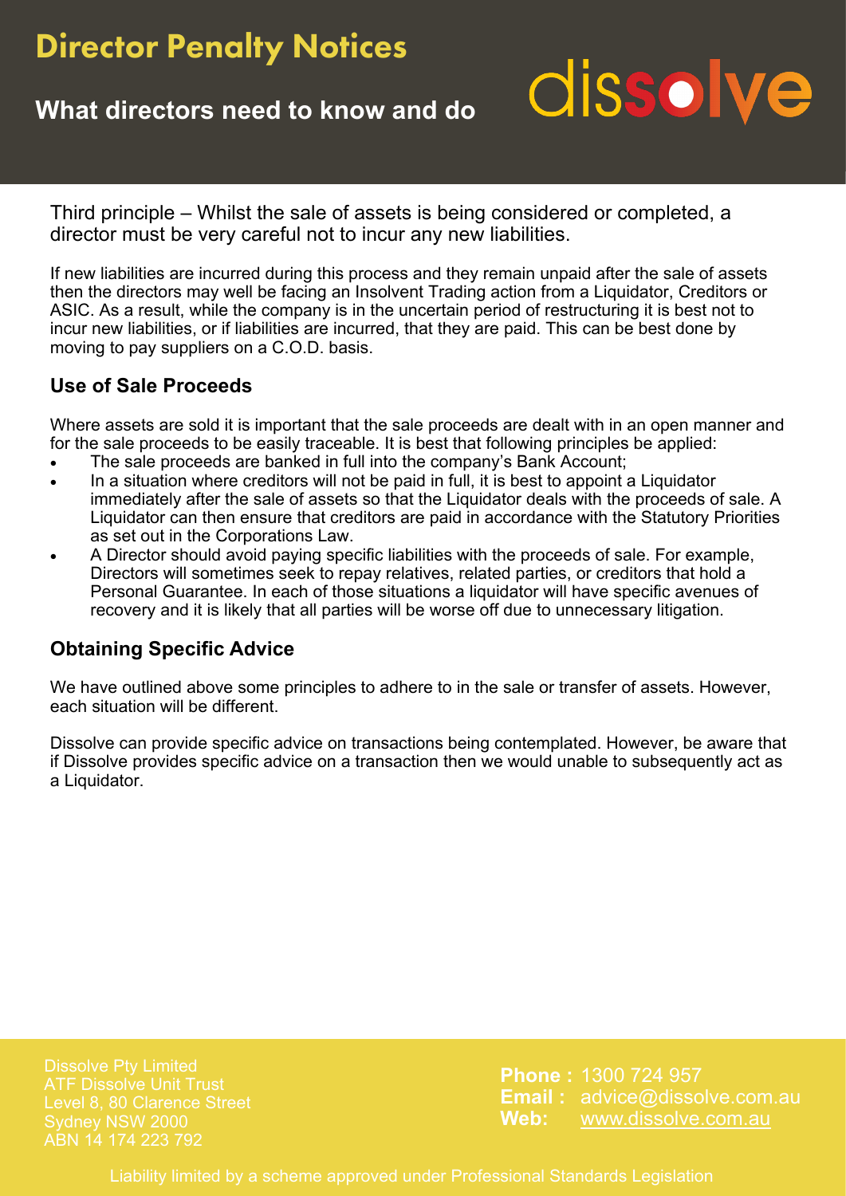Third principle – Whilst the sale of assets is being considered or completed, a director must be very careful not to incur any new liabilities.

If new liabilities are incurred during this process and they remain unpaid after the sale of assets then the directors may well be facing an Insolvent Trading action from a Liquidator, Creditors or ASIC. As a result, while the company is in the uncertain period of restructuring it is best not to incur new liabilities, or if liabilities are incurred, that they are paid. This can be best done by moving to pay suppliers on a C.O.D. basis.

## Use of Sale Proceeds

Where assets are sold it is important that the sale proceeds are dealt with in an open manner and for the sale proceeds to be easily traceable. It is best that following principles be applied:

- The sale proceeds are banked in full into the company's Bank Account;
- In a situation where creditors will not be paid in full, it is best to appoint a Liquidator immediately after the sale of assets so that the Liquidator deals with the proceeds of sale. A Liquidator can then ensure that creditors are paid in accordance with the Statutory Priorities as set out in the Corporations Law.
- A Director should avoid paying specific liabilities with the proceeds of sale. For example, Directors will sometimes seek to repay relatives, related parties, or creditors that hold a Personal Guarantee. In each of those situations a liquidator will have specific avenues of recovery and it is likely that all parties will be worse off due to unnecessary litigation.

## Obtaining Specific Advice

We have outlined above some principles to adhere to in the sale or transfer of assets. However, each situation will be different.

Dissolve can provide specific advice on transactions being contemplated. However, be aware that if Dissolve provides specific advice on a transaction then we would unable to subsequently act as a Liquidator.

Dissolve Pty Limited
ATF Dissolve Unit Trust
Level 8, 80 Clarence Street
Sydney NSW 2000
ABN 14 174 223 792

**Phone :** 1300 724 957
**Email :** advice@dissolve.com.au
**Web:** www.dissolve.com.au

Liability limited by a scheme approved under Professional Standards Legislation